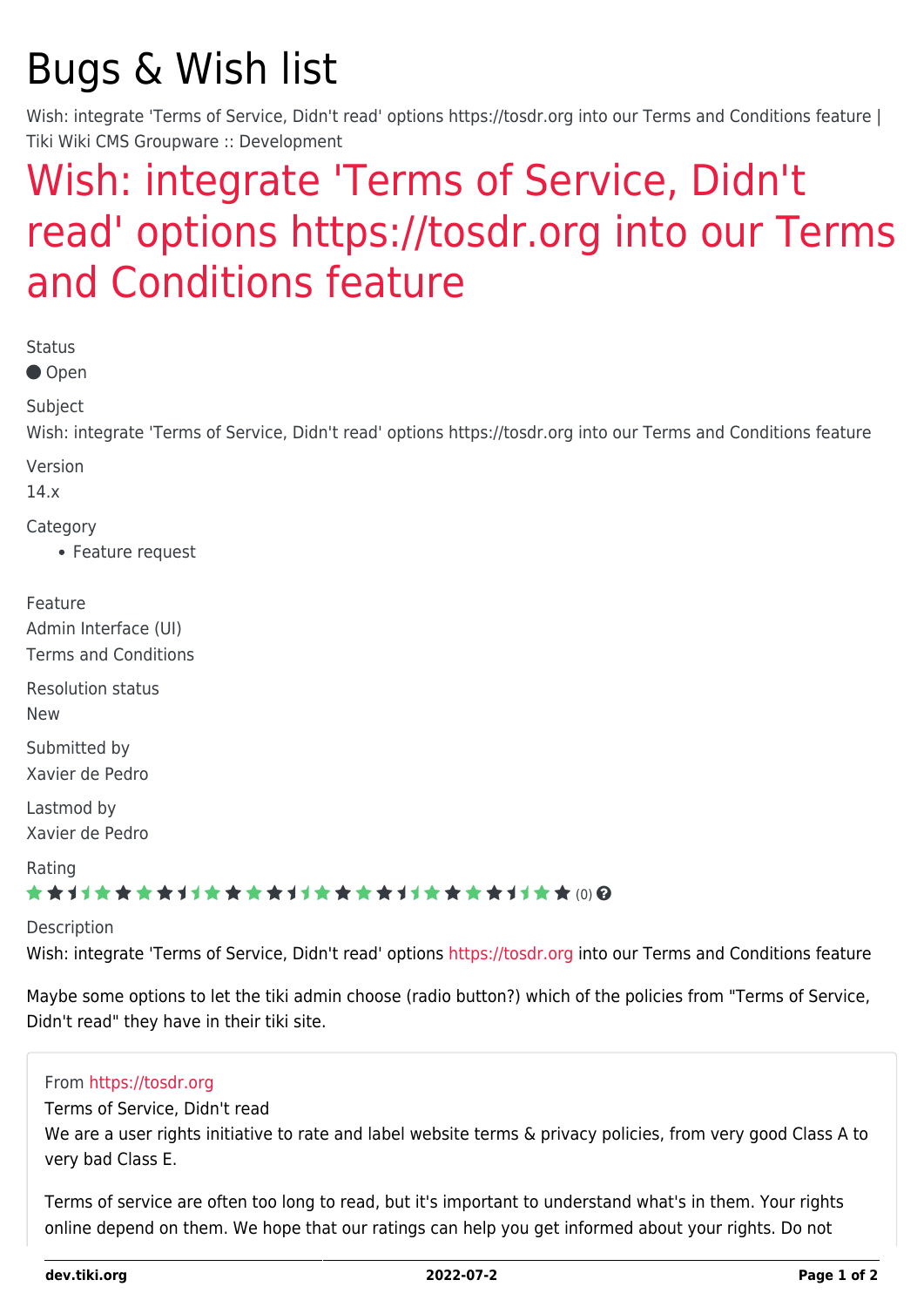# Bugs & Wish list

Wish: integrate 'Terms of Service, Didn't read' options https://tosdr.org into our Terms and Conditions feature | Tiki Wiki CMS Groupware :: Development

## Wish: integrate 'Terms of Service, Didn't read' options https://tosdr.org into our Terms and Conditions feature

Status

● Open

Subject

Wish: integrate 'Terms of Service, Didn't read' options https://tosdr.org into our Terms and Conditions feature

Version

14.x

Category

- Feature request

Feature

Admin Interface (UI)
Terms and Conditions

Resolution status

New

Submitted by

Xavier de Pedro

Lastmod by

Xavier de Pedro

Rating

(0)

Description

Wish: integrate 'Terms of Service, Didn't read' options https://tosdr.org into our Terms and Conditions feature

Maybe some options to let the tiki admin choose (radio button?) which of the policies from "Terms of Service, Didn't read" they have in their tiki site.

> From https://tosdr.org
> Terms of Service, Didn't read
> We are a user rights initiative to rate and label website terms & privacy policies, from very good Class A to very bad Class E.
>
> Terms of service are often too long to read, but it's important to understand what's in them. Your rights online depend on them. We hope that our ratings can help you get informed about your rights. Do not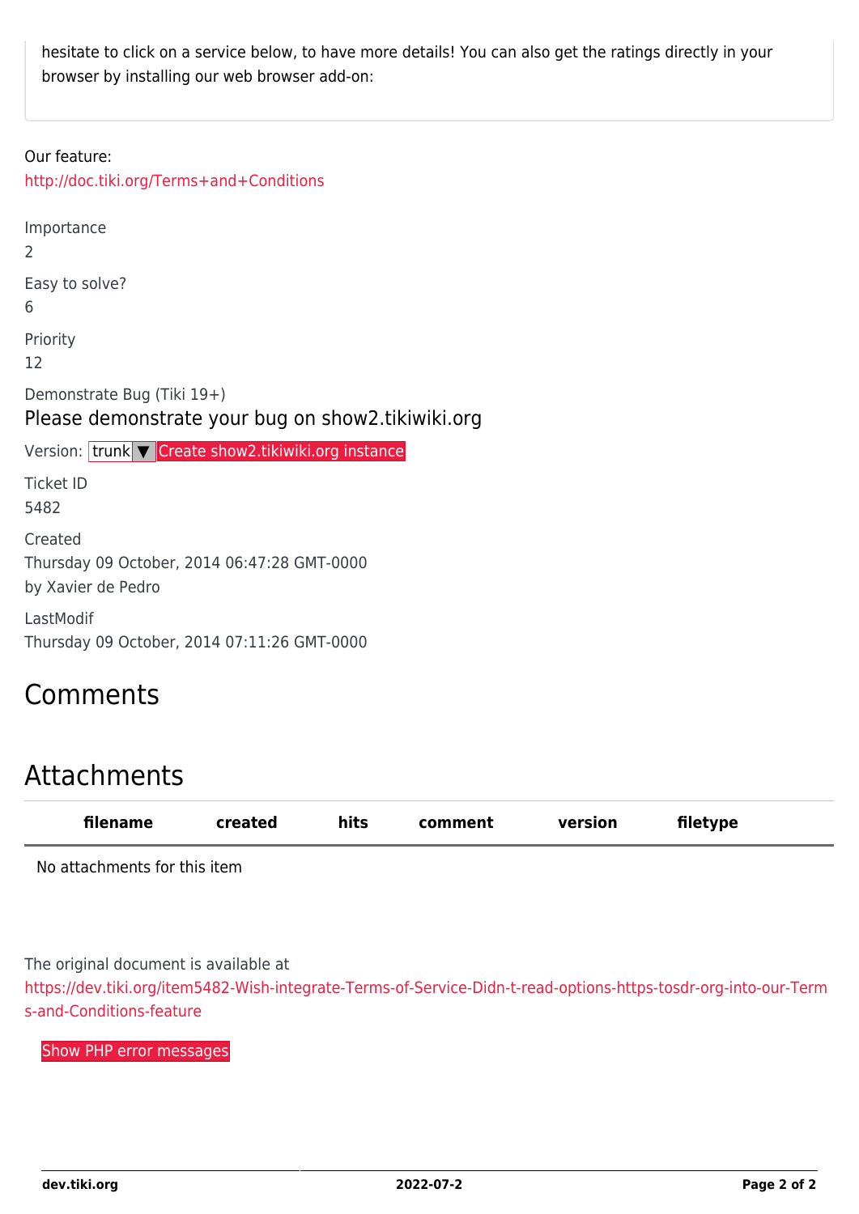hesitate to click on a service below, to have more details! You can also get the ratings directly in your browser by installing our web browser add-on:

Our feature:
http://doc.tiki.org/Terms+and+Conditions

Importance
2

Easy to solve?
6

Priority
12

Demonstrate Bug (Tiki 19+)

Please demonstrate your bug on show2.tikiwiki.org

Version: trunk ▼ Create show2.tikiwiki.org instance

Ticket ID
5482

Created
Thursday 09 October, 2014 06:47:28 GMT-0000
by Xavier de Pedro

LastModif
Thursday 09 October, 2014 07:11:26 GMT-0000

## Comments

## Attachments

| filename | created | hits | comment | version | filetype |
|---|---|---|---|---|---|
| No attachments for this item | | | | | |

The original document is available at
https://dev.tiki.org/item5482-Wish-integrate-Terms-of-Service-Didn-t-read-options-https-tosdr-org-into-our-Terms-and-Conditions-feature

Show PHP error messages